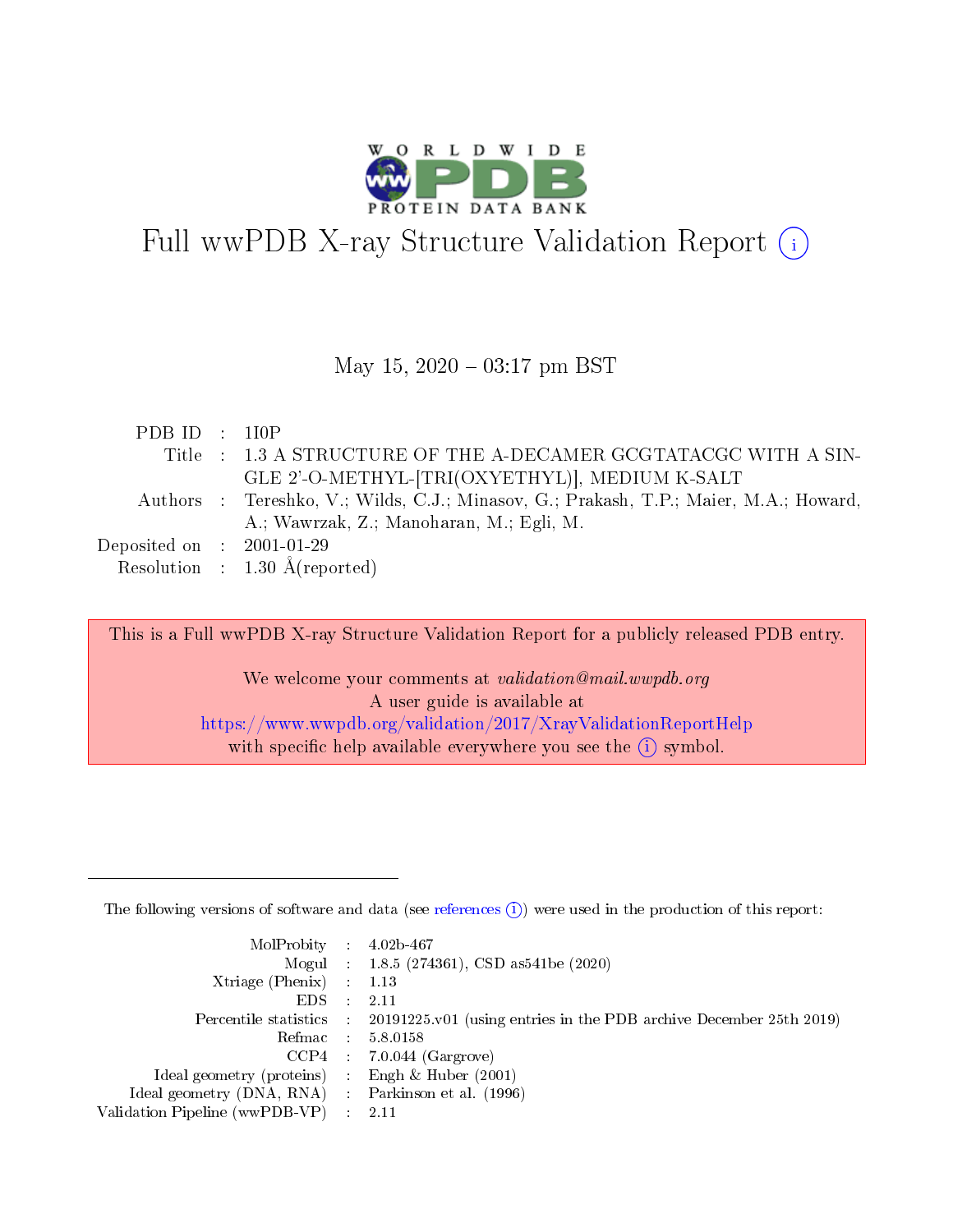# Full wwPDB X-ray Structure Validation Report (i)

May 15, 2020 – 03:17 pm BST

| | | |
|---|---|---|
| PDB ID | : | 1I0P |
| Title | : | 1.3 A STRUCTURE OF THE A-DECAMER GCGTATACGC WITH A SINGLE 2'-O-METHYL-[TRI(OXYETHYL)], MEDIUM K-SALT |
| Authors | : | Tereshko, V.; Wilds, C.J.; Minasov, G.; Prakash, T.P.; Maier, M.A.; Howard, A.; Wawrzak, Z.; Manoharan, M.; Egli, M. |
| Deposited on | : | 2001-01-29 |
| Resolution | : | 1.30 Å(reported) |

This is a Full wwPDB X-ray Structure Validation Report for a publicly released PDB entry.

We welcome your comments at *validation@mail.wwpdb.org*
A user guide is available at
https://www.wwpdb.org/validation/2017/XrayValidationReportHelp
with specific help available everywhere you see the (i) symbol.

---

The following versions of software and data (see references (i)) were used in the production of this report:

| | | |
|---|---|---|
| MolProbity | : | 4.02b-467 |
| Mogul | : | 1.8.5 (274361), CSD as541be (2020) |
| Xtriage (Phenix) | : | 1.13 |
| EDS | : | 2.11 |
| Percentile statistics | : | 20191225.v01 (using entries in the PDB archive December 25th 2019) |
| Refmac | : | 5.8.0158 |
| CCP4 | : | 7.0.044 (Gargrove) |
| Ideal geometry (proteins) | : | Engh & Huber (2001) |
| Ideal geometry (DNA, RNA) | : | Parkinson et al. (1996) |
| Validation Pipeline (wwPDB-VP) | : | 2.11 |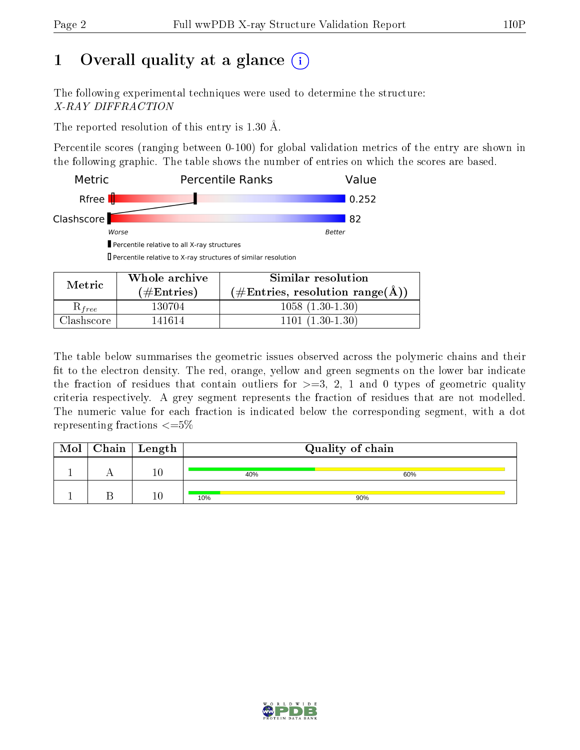# 1 Overall quality at a glance

The following experimental techniques were used to determine the structure:
*X-RAY DIFFRACTION*

The reported resolution of this entry is 1.30 Å.

Percentile scores (ranging between 0-100) for global validation metrics of the entry are shown in the following graphic. The table shows the number of entries on which the scores are based.

| Metric | Value |
|---|---|
| Rfree | 0.252 |
| Clashscore | 82 |

| Metric | Whole archive (#Entries) | Similar resolution (#Entries, resolution range(Å)) |
|---|---|---|
| $R_{free}$ | 130704 | 1058 (1.30-1.30) |
| Clashscore | 141614 | 1101 (1.30-1.30) |

The table below summarises the geometric issues observed across the polymeric chains and their fit to the electron density. The red, orange, yellow and green segments on the lower bar indicate the fraction of residues that contain outliers for >=3, 2, 1 and 0 types of geometric quality criteria respectively. A grey segment represents the fraction of residues that are not modelled. The numeric value for each fraction is indicated below the corresponding segment, with a dot representing fractions <=5%

| Mol | Chain | Length | Quality of chain |
|---|---|---|---|
| 1 | A | 10 | 40% 60% |
| 1 | B | 10 | 10% 90% |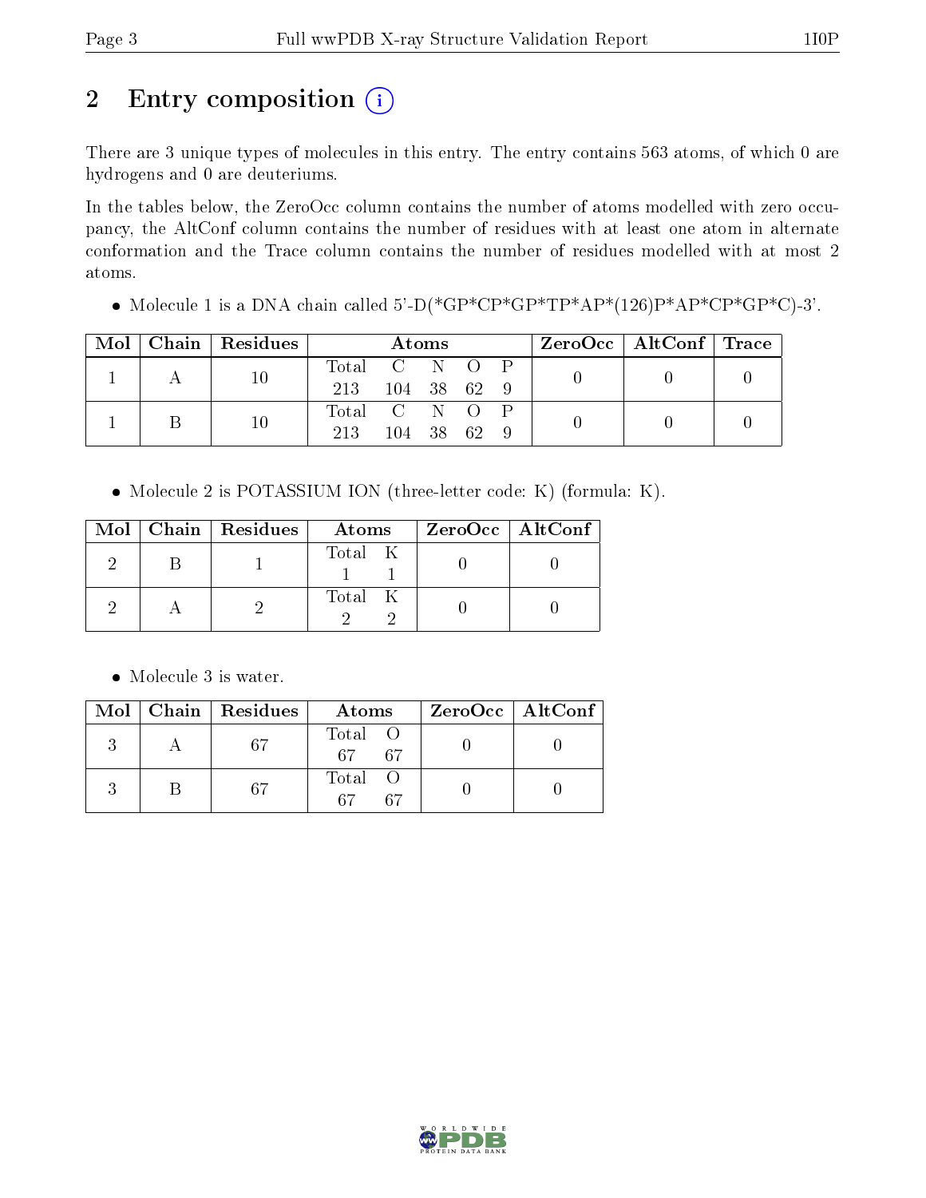## 2 Entry composition

There are 3 unique types of molecules in this entry. The entry contains 563 atoms, of which 0 are hydrogens and 0 are deuteriums.

In the tables below, the ZeroOcc column contains the number of atoms modelled with zero occupancy, the AltConf column contains the number of residues with at least one atom in alternate conformation and the Trace column contains the number of residues modelled with at most 2 atoms.

- Molecule 1 is a DNA chain called 5'-D(*GP*CP*GP*TP*AP*(126)P*AP*CP*GP*C)-3'.

| Mol | Chain | Residues | Atoms | | | | | ZeroOcc | AltConf | Trace |
|---|---|---|---|---|---|---|---|---|---|---|
| 1 | A | 10 | Total | C | N | O | P | 0 | 0 | 0 |
| | | | 213 | 104 | 38 | 62 | 9 | | | |
| 1 | B | 10 | Total | C | N | O | P | 0 | 0 | 0 |
| | | | 213 | 104 | 38 | 62 | 9 | | | |

- Molecule 2 is POTASSIUM ION (three-letter code: K) (formula: K).

| Mol | Chain | Residues | Atoms | | ZeroOcc | AltConf |
|---|---|---|---|---|---|---|
| 2 | B | 1 | Total | K | 0 | 0 |
| | | | 1 | 1 | | |
| 2 | A | 2 | Total | K | 0 | 0 |
| | | | 2 | 2 | | |

- Molecule 3 is water.

| Mol | Chain | Residues | Atoms | | ZeroOcc | AltConf |
|---|---|---|---|---|---|---|
| 3 | A | 67 | Total | O | 0 | 0 |
| | | | 67 | 67 | | |
| 3 | B | 67 | Total | O | 0 | 0 |
| | | | 67 | 67 | | |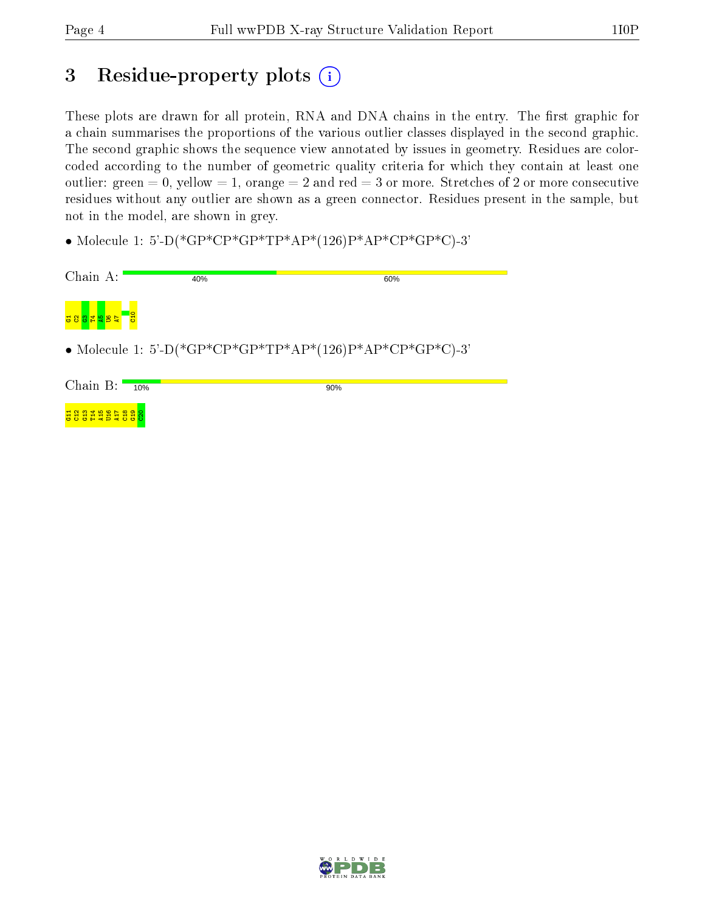# 3 Residue-property plots (i)

These plots are drawn for all protein, RNA and DNA chains in the entry. The first graphic for a chain summarises the proportions of the various outlier classes displayed in the second graphic. The second graphic shows the sequence view annotated by issues in geometry. Residues are color-coded according to the number of geometric quality criteria for which they contain at least one outlier: green = 0, yellow = 1, orange = 2 and red = 3 or more. Stretches of 2 or more consecutive residues without any outlier are shown as a green connector. Residues present in the sample, but not in the model, are shown in grey.

- Molecule 1: 5'-D(*GP*CP*GP*TP*AP*(126)P*AP*CP*GP*C)-3'

Chain A: 40% 60%

G1 C2 G3 T4 A5 U6 A7 C10

- Molecule 1: 5'-D(*GP*CP*GP*TP*AP*(126)P*AP*CP*GP*C)-3'

Chain B: 10% 90%

G11 C12 G13 T14 A15 U16 A17 C18 G19 C20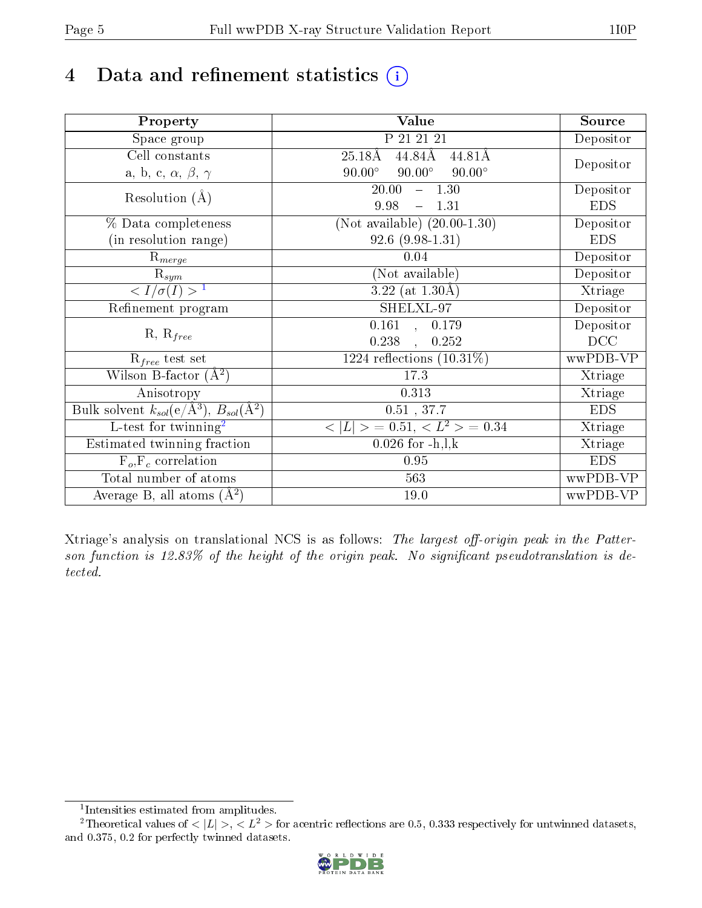# 4 Data and refinement statistics (i)

| Property | Value | Source |
|---|---|---|
| Space group | P 21 21 21 | Depositor |
| Cell constants<br>a, b, c, $\alpha$, $\beta$, $\gamma$ | 25.18Å 44.84Å 44.81Å<br>90.00° 90.00° 90.00° | Depositor |
| Resolution (Å) | 20.00 – 1.30<br>9.98 – 1.31 | Depositor<br>EDS |
| % Data completeness<br>(in resolution range) | (Not available) (20.00-1.30)<br>92.6 (9.98-1.31) | Depositor<br>EDS |
| $R_{merge}$ | 0.04 | Depositor |
| $R_{sym}$ | (Not available) | Depositor |
| $< I/\sigma(I) >$ [1] | 3.22 (at 1.30Å) | Xtriage |
| Refinement program | SHELXL-97 | Depositor |
| R, $R_{free}$ | 0.161 , 0.179<br>0.238 , 0.252 | Depositor<br>DCC |
| $R_{free}$ test set | 1224 reflections (10.31%) | wwPDB-VP |
| Wilson B-factor (Å$^2$) | 17.3 | Xtriage |
| Anisotropy | 0.313 | Xtriage |
| Bulk solvent $k_{sol}$(e/Å$^3$), $B_{sol}$(Å$^2$) | 0.51 , 37.7 | EDS |
| L-test for twinning[2] | $< \|L\| >$ = 0.51, $< L^2 >$ = 0.34 | Xtriage |
| Estimated twinning fraction | 0.026 for -h,l,k | Xtriage |
| $F_o$,$F_c$ correlation | 0.95 | EDS |
| Total number of atoms | 563 | wwPDB-VP |
| Average B, all atoms (Å$^2$) | 19.0 | wwPDB-VP |

Xtriage's analysis on translational NCS is as follows: *The largest off-origin peak in the Patterson function is 12.83% of the height of the origin peak. No significant pseudotranslation is detected.*

[1] Intensities estimated from amplitudes.

[2] Theoretical values of $< |L| >$, $< L^2 >$ for acentric reflections are 0.5, 0.333 respectively for untwinned datasets, and 0.375, 0.2 for perfectly twinned datasets.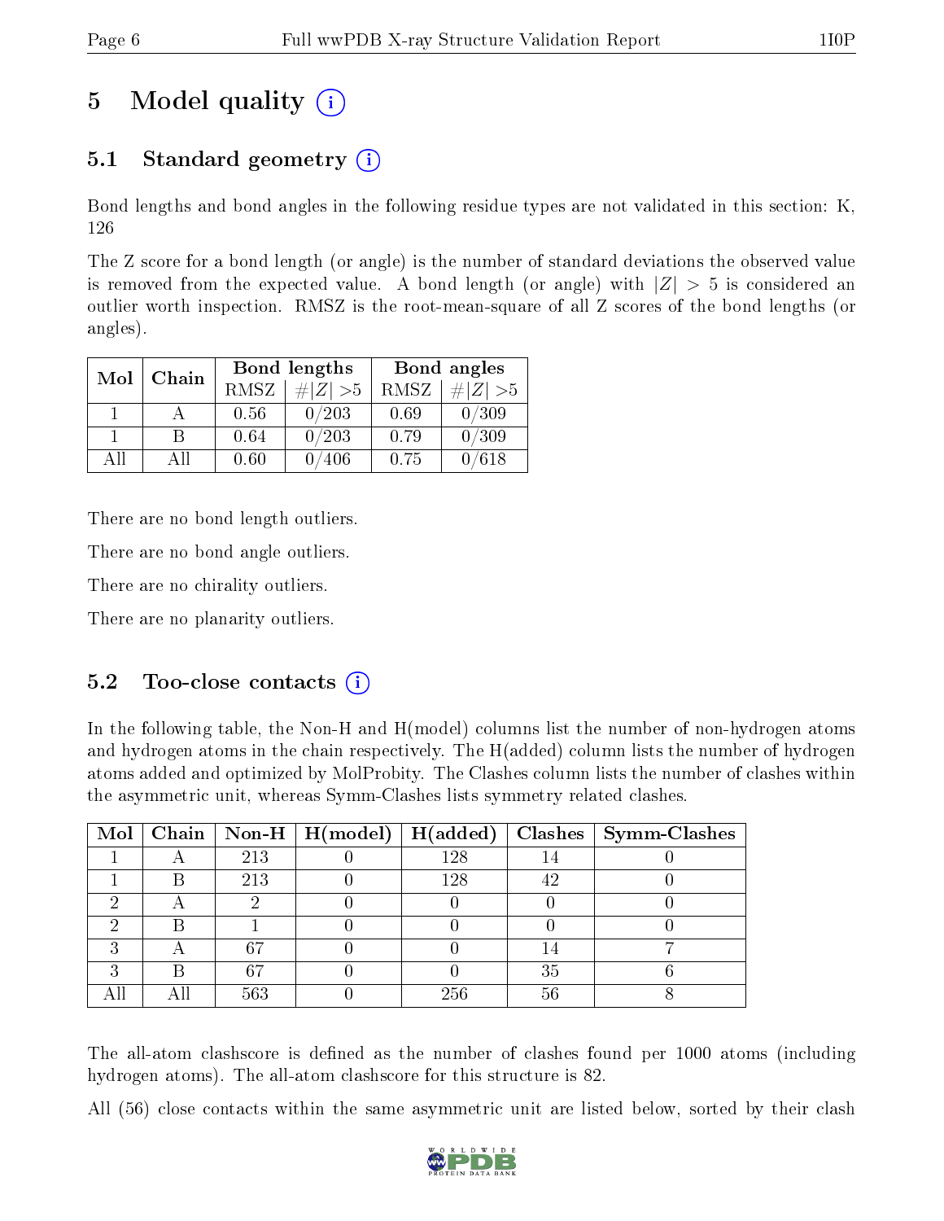# 5 Model quality (i)

## 5.1 Standard geometry (i)

Bond lengths and bond angles in the following residue types are not validated in this section: K, 126

The Z score for a bond length (or angle) is the number of standard deviations the observed value is removed from the expected value. A bond length (or angle) with $|Z| > 5$ is considered an outlier worth inspection. RMSZ is the root-mean-square of all Z scores of the bond lengths (or angles).

| Mol | Chain | Bond lengths | | Bond angles | |
|---|---|---|---|---|---|
| | | RMSZ | #\|Z\| >5 | RMSZ | #\|Z\| >5 |
| 1 | A | 0.56 | 0/203 | 0.69 | 0/309 |
| 1 | B | 0.64 | 0/203 | 0.79 | 0/309 |
| All | All | 0.60 | 0/406 | 0.75 | 0/618 |

There are no bond length outliers.

There are no bond angle outliers.

There are no chirality outliers.

There are no planarity outliers.

## 5.2 Too-close contacts (i)

In the following table, the Non-H and H(model) columns list the number of non-hydrogen atoms and hydrogen atoms in the chain respectively. The H(added) column lists the number of hydrogen atoms added and optimized by MolProbity. The Clashes column lists the number of clashes within the asymmetric unit, whereas Symm-Clashes lists symmetry related clashes.

| Mol | Chain | Non-H | H(model) | H(added) | Clashes | Symm-Clashes |
|---|---|---|---|---|---|---|
| 1 | A | 213 | 0 | 128 | 14 | 0 |
| 1 | B | 213 | 0 | 128 | 42 | 0 |
| 2 | A | 2 | 0 | 0 | 0 | 0 |
| 2 | B | 1 | 0 | 0 | 0 | 0 |
| 3 | A | 67 | 0 | 0 | 14 | 7 |
| 3 | B | 67 | 0 | 0 | 35 | 6 |
| All | All | 563 | 0 | 256 | 56 | 8 |

The all-atom clashscore is defined as the number of clashes found per 1000 atoms (including hydrogen atoms). The all-atom clashscore for this structure is 82.

All (56) close contacts within the same asymmetric unit are listed below, sorted by their clash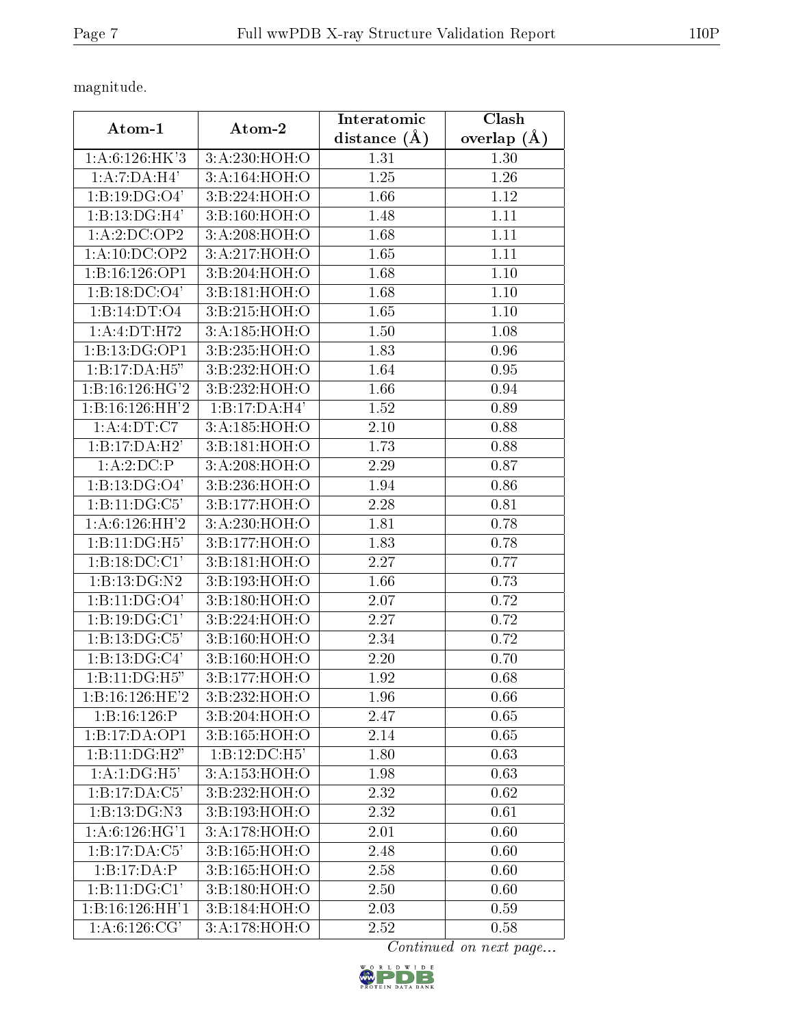magnitude.

| Atom-1 | Atom-2 | Interatomic distance (Å) | Clash overlap (Å) |
|---|---|---|---|
| 1:A:6:126:HK'3 | 3:A:230:HOH:O | 1.31 | 1.30 |
| 1:A:7:DA:H4' | 3:A:164:HOH:O | 1.25 | 1.26 |
| 1:B:19:DG:O4' | 3:B:224:HOH:O | 1.66 | 1.12 |
| 1:B:13:DG:H4' | 3:B:160:HOH:O | 1.48 | 1.11 |
| 1:A:2:DC:OP2 | 3:A:208:HOH:O | 1.68 | 1.11 |
| 1:A:10:DC:OP2 | 3:A:217:HOH:O | 1.65 | 1.11 |
| 1:B:16:126:OP1 | 3:B:204:HOH:O | 1.68 | 1.10 |
| 1:B:18:DC:O4' | 3:B:181:HOH:O | 1.68 | 1.10 |
| 1:B:14:DT:O4 | 3:B:215:HOH:O | 1.65 | 1.10 |
| 1:A:4:DT:H72 | 3:A:185:HOH:O | 1.50 | 1.08 |
| 1:B:13:DG:OP1 | 3:B:235:HOH:O | 1.83 | 0.96 |
| 1:B:17:DA:H5" | 3:B:232:HOH:O | 1.64 | 0.95 |
| 1:B:16:126:HG'2 | 3:B:232:HOH:O | 1.66 | 0.94 |
| 1:B:16:126:HH'2 | 1:B:17:DA:H4' | 1.52 | 0.89 |
| 1:A:4:DT:C7 | 3:A:185:HOH:O | 2.10 | 0.88 |
| 1:B:17:DA:H2' | 3:B:181:HOH:O | 1.73 | 0.88 |
| 1:A:2:DC:P | 3:A:208:HOH:O | 2.29 | 0.87 |
| 1:B:13:DG:O4' | 3:B:236:HOH:O | 1.94 | 0.86 |
| 1:B:11:DG:C5' | 3:B:177:HOH:O | 2.28 | 0.81 |
| 1:A:6:126:HH'2 | 3:A:230:HOH:O | 1.81 | 0.78 |
| 1:B:11:DG:H5' | 3:B:177:HOH:O | 1.83 | 0.78 |
| 1:B:18:DC:C1' | 3:B:181:HOH:O | 2.27 | 0.77 |
| 1:B:13:DG:N2 | 3:B:193:HOH:O | 1.66 | 0.73 |
| 1:B:11:DG:O4' | 3:B:180:HOH:O | 2.07 | 0.72 |
| 1:B:19:DG:C1' | 3:B:224:HOH:O | 2.27 | 0.72 |
| 1:B:13:DG:C5' | 3:B:160:HOH:O | 2.34 | 0.72 |
| 1:B:13:DG:C4' | 3:B:160:HOH:O | 2.20 | 0.70 |
| 1:B:11:DG:H5" | 3:B:177:HOH:O | 1.92 | 0.68 |
| 1:B:16:126:HE'2 | 3:B:232:HOH:O | 1.96 | 0.66 |
| 1:B:16:126:P | 3:B:204:HOH:O | 2.47 | 0.65 |
| 1:B:17:DA:OP1 | 3:B:165:HOH:O | 2.14 | 0.65 |
| 1:B:11:DG:H2" | 1:B:12:DC:H5' | 1.80 | 0.63 |
| 1:A:1:DG:H5' | 3:A:153:HOH:O | 1.98 | 0.63 |
| 1:B:17:DA:C5' | 3:B:232:HOH:O | 2.32 | 0.62 |
| 1:B:13:DG:N3 | 3:B:193:HOH:O | 2.32 | 0.61 |
| 1:A:6:126:HG'1 | 3:A:178:HOH:O | 2.01 | 0.60 |
| 1:B:17:DA:C5' | 3:B:165:HOH:O | 2.48 | 0.60 |
| 1:B:17:DA:P | 3:B:165:HOH:O | 2.58 | 0.60 |
| 1:B:11:DG:C1' | 3:B:180:HOH:O | 2.50 | 0.60 |
| 1:B:16:126:HH'1 | 3:B:184:HOH:O | 2.03 | 0.59 |
| 1:A:6:126:CG' | 3:A:178:HOH:O | 2.52 | 0.58 |

*Continued on next page...*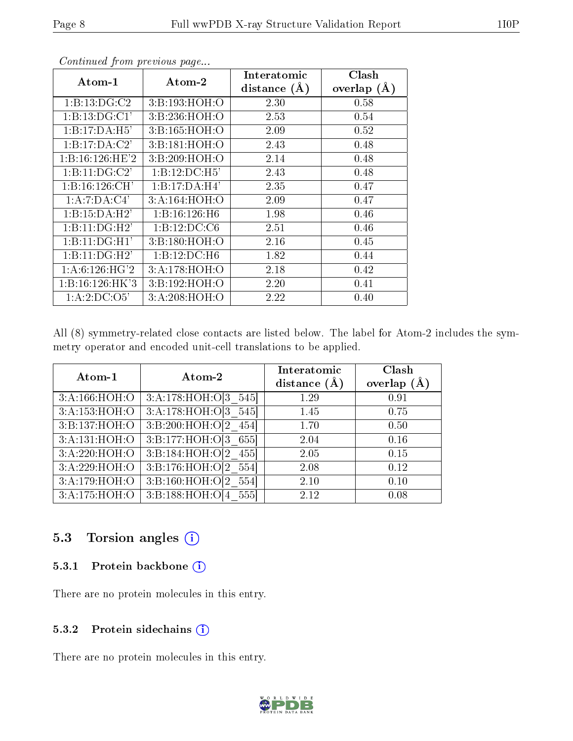*Continued from previous page...*

| Atom-1 | Atom-2 | Interatomic distance (Å) | Clash overlap (Å) |
|---|---|---|---|
| 1:B:13:DG:C2 | 3:B:193:HOH:O | 2.30 | 0.58 |
| 1:B:13:DG:C1' | 3:B:236:HOH:O | 2.53 | 0.54 |
| 1:B:17:DA:H5' | 3:B:165:HOH:O | 2.09 | 0.52 |
| 1:B:17:DA:C2' | 3:B:181:HOH:O | 2.43 | 0.48 |
| 1:B:16:126:HE'2 | 3:B:209:HOH:O | 2.14 | 0.48 |
| 1:B:11:DG:C2' | 1:B:12:DC:H5' | 2.43 | 0.48 |
| 1:B:16:126:CH' | 1:B:17:DA:H4' | 2.35 | 0.47 |
| 1:A:7:DA:C4' | 3:A:164:HOH:O | 2.09 | 0.47 |
| 1:B:15:DA:H2' | 1:B:16:126:H6 | 1.98 | 0.46 |
| 1:B:11:DG:H2' | 1:B:12:DC:C6 | 2.51 | 0.46 |
| 1:B:11:DG:H1' | 3:B:180:HOH:O | 2.16 | 0.45 |
| 1:B:11:DG:H2' | 1:B:12:DC:H6 | 1.82 | 0.44 |
| 1:A:6:126:HG'2 | 3:A:178:HOH:O | 2.18 | 0.42 |
| 1:B:16:126:HK'3 | 3:B:192:HOH:O | 2.20 | 0.41 |
| 1:A:2:DC:O5' | 3:A:208:HOH:O | 2.22 | 0.40 |

All (8) symmetry-related close contacts are listed below. The label for Atom-2 includes the symmetry operator and encoded unit-cell translations to be applied.

| Atom-1 | Atom-2 | Interatomic distance (Å) | Clash overlap (Å) |
|---|---|---|---|
| 3:A:166:HOH:O | 3:A:178:HOH:O[3_545] | 1.29 | 0.91 |
| 3:A:153:HOH:O | 3:A:178:HOH:O[3_545] | 1.45 | 0.75 |
| 3:B:137:HOH:O | 3:B:200:HOH:O[2_454] | 1.70 | 0.50 |
| 3:A:131:HOH:O | 3:B:177:HOH:O[3_655] | 2.04 | 0.16 |
| 3:A:220:HOH:O | 3:B:184:HOH:O[2_455] | 2.05 | 0.15 |
| 3:A:229:HOH:O | 3:B:176:HOH:O[2_554] | 2.08 | 0.12 |
| 3:A:179:HOH:O | 3:B:160:HOH:O[2_554] | 2.10 | 0.10 |
| 3:A:175:HOH:O | 3:B:188:HOH:O[4_555] | 2.12 | 0.08 |

## 5.3 Torsion angles

### 5.3.1 Protein backbone

There are no protein molecules in this entry.

### 5.3.2 Protein sidechains

There are no protein molecules in this entry.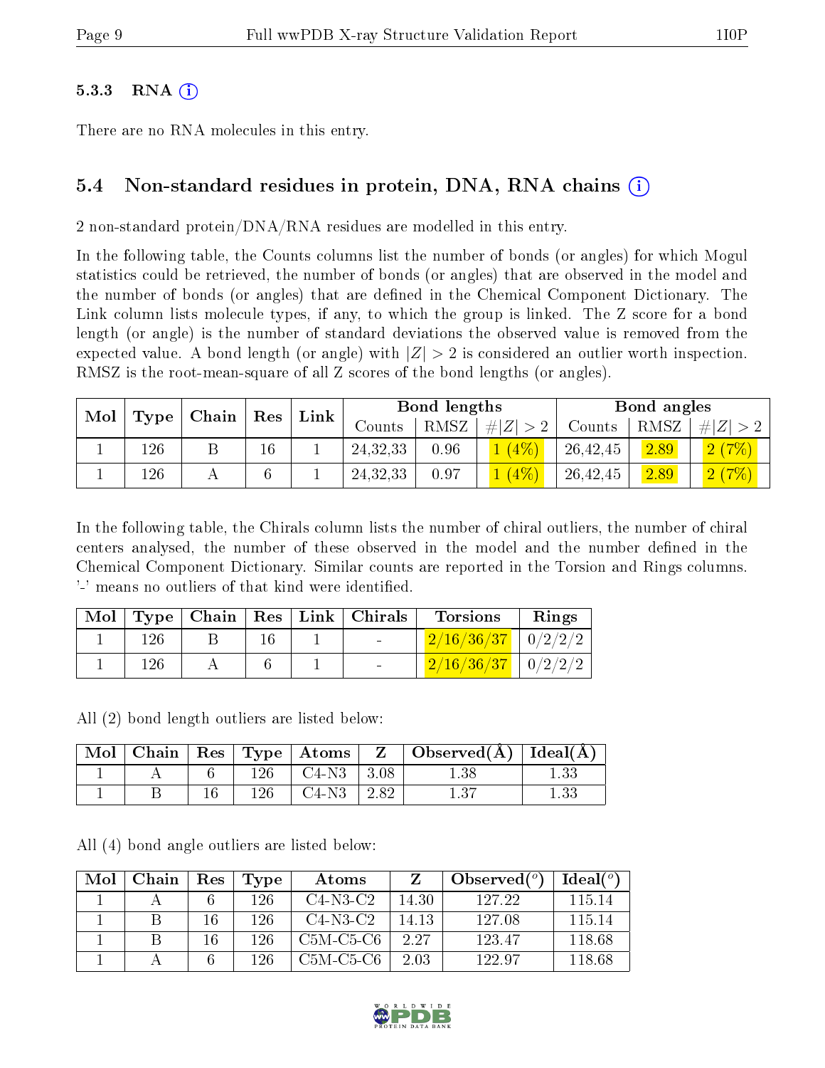### 5.3.3 RNA (i)

There are no RNA molecules in this entry.

## 5.4 Non-standard residues in protein, DNA, RNA chains (i)

2 non-standard protein/DNA/RNA residues are modelled in this entry.

In the following table, the Counts columns list the number of bonds (or angles) for which Mogul statistics could be retrieved, the number of bonds (or angles) that are observed in the model and the number of bonds (or angles) that are defined in the Chemical Component Dictionary. The Link column lists molecule types, if any, to which the group is linked. The Z score for a bond length (or angle) is the number of standard deviations the observed value is removed from the expected value. A bond length (or angle) with $|Z| > 2$ is considered an outlier worth inspection. RMSZ is the root-mean-square of all Z scores of the bond lengths (or angles).

| Mol | Type | Chain | Res | Link | Bond lengths | | | Bond angles | | |
|---|---|---|---|---|---|---|---|---|---|---|
| | | | | | Counts | RMSZ | $\#\|Z\| > 2$ | Counts | RMSZ | $\#\|Z\| > 2$ |
| 1 | 126 | B | 16 | 1 | 24,32,33 | 0.96 | 1 (4%) | 26,42,45 | 2.89 | 2 (7%) |
| 1 | 126 | A | 6 | 1 | 24,32,33 | 0.97 | 1 (4%) | 26,42,45 | 2.89 | 2 (7%) |

In the following table, the Chirals column lists the number of chiral outliers, the number of chiral centers analysed, the number of these observed in the model and the number defined in the Chemical Component Dictionary. Similar counts are reported in the Torsion and Rings columns. '-' means no outliers of that kind were identified.

| Mol | Type | Chain | Res | Link | Chirals | Torsions | Rings |
|---|---|---|---|---|---|---|---|
| 1 | 126 | B | 16 | 1 | - | 2/16/36/37 | 0/2/2/2 |
| 1 | 126 | A | 6 | 1 | - | 2/16/36/37 | 0/2/2/2 |

All (2) bond length outliers are listed below:

| Mol | Chain | Res | Type | Atoms | Z | Observed(Å) | Ideal(Å) |
|---|---|---|---|---|---|---|---|
| 1 | A | 6 | 126 | C4-N3 | 3.08 | 1.38 | 1.33 |
| 1 | B | 16 | 126 | C4-N3 | 2.82 | 1.37 | 1.33 |

All (4) bond angle outliers are listed below:

| Mol | Chain | Res | Type | Atoms | Z | Observed($^o$) | Ideal($^o$) |
|---|---|---|---|---|---|---|---|
| 1 | A | 6 | 126 | C4-N3-C2 | 14.30 | 127.22 | 115.14 |
| 1 | B | 16 | 126 | C4-N3-C2 | 14.13 | 127.08 | 115.14 |
| 1 | B | 16 | 126 | C5M-C5-C6 | 2.27 | 123.47 | 118.68 |
| 1 | A | 6 | 126 | C5M-C5-C6 | 2.03 | 122.97 | 118.68 |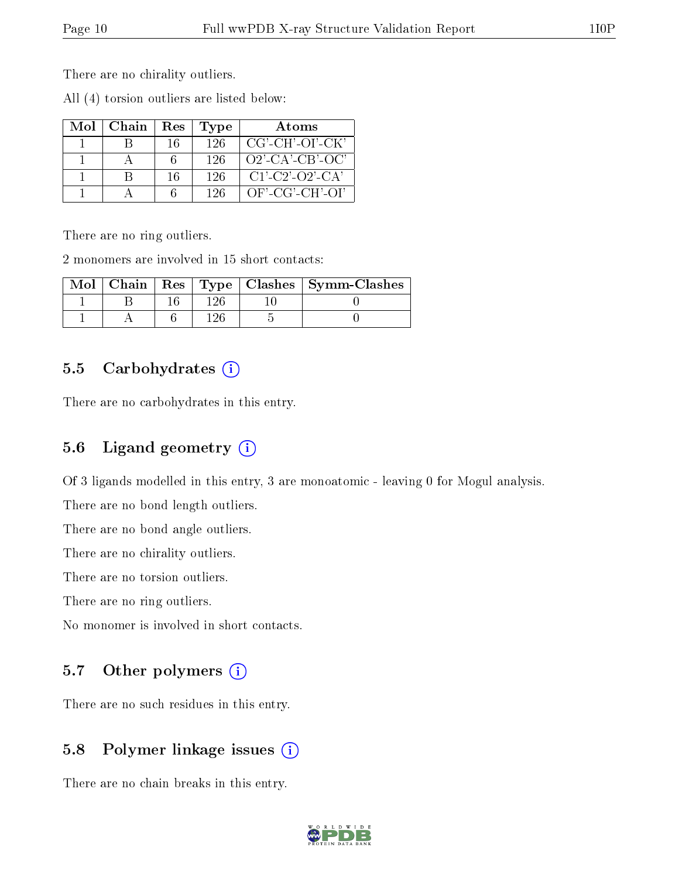There are no chirality outliers.

All (4) torsion outliers are listed below:

| Mol | Chain | Res | Type | Atoms |
|---|---|---|---|---|
| 1 | B | 16 | 126 | CG'-CH'-OI'-CK' |
| 1 | A | 6 | 126 | O2'-CA'-CB'-OC' |
| 1 | B | 16 | 126 | C1'-C2'-O2'-CA' |
| 1 | A | 6 | 126 | OF'-CG'-CH'-OI' |

There are no ring outliers.

2 monomers are involved in 15 short contacts:

| Mol | Chain | Res | Type | Clashes | Symm-Clashes |
|---|---|---|---|---|---|
| 1 | B | 16 | 126 | 10 | 0 |
| 1 | A | 6 | 126 | 5 | 0 |

### 5.5 Carbohydrates

There are no carbohydrates in this entry.

### 5.6 Ligand geometry

Of 3 ligands modelled in this entry, 3 are monoatomic - leaving 0 for Mogul analysis.

There are no bond length outliers.

There are no bond angle outliers.

There are no chirality outliers.

There are no torsion outliers.

There are no ring outliers.

No monomer is involved in short contacts.

### 5.7 Other polymers

There are no such residues in this entry.

### 5.8 Polymer linkage issues

There are no chain breaks in this entry.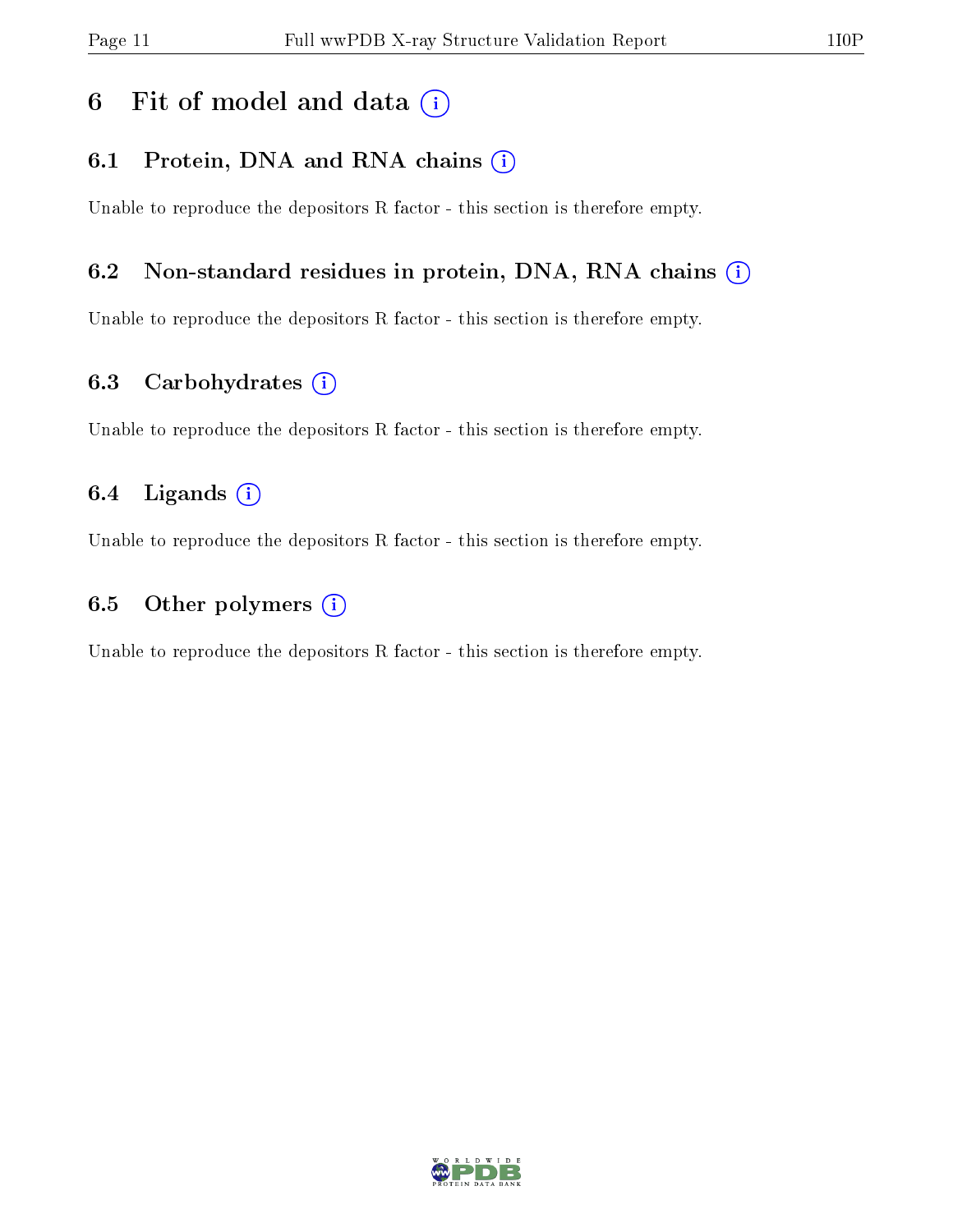# 6 Fit of model and data

## 6.1 Protein, DNA and RNA chains

Unable to reproduce the depositors R factor - this section is therefore empty.

## 6.2 Non-standard residues in protein, DNA, RNA chains

Unable to reproduce the depositors R factor - this section is therefore empty.

## 6.3 Carbohydrates

Unable to reproduce the depositors R factor - this section is therefore empty.

## 6.4 Ligands

Unable to reproduce the depositors R factor - this section is therefore empty.

## 6.5 Other polymers

Unable to reproduce the depositors R factor - this section is therefore empty.